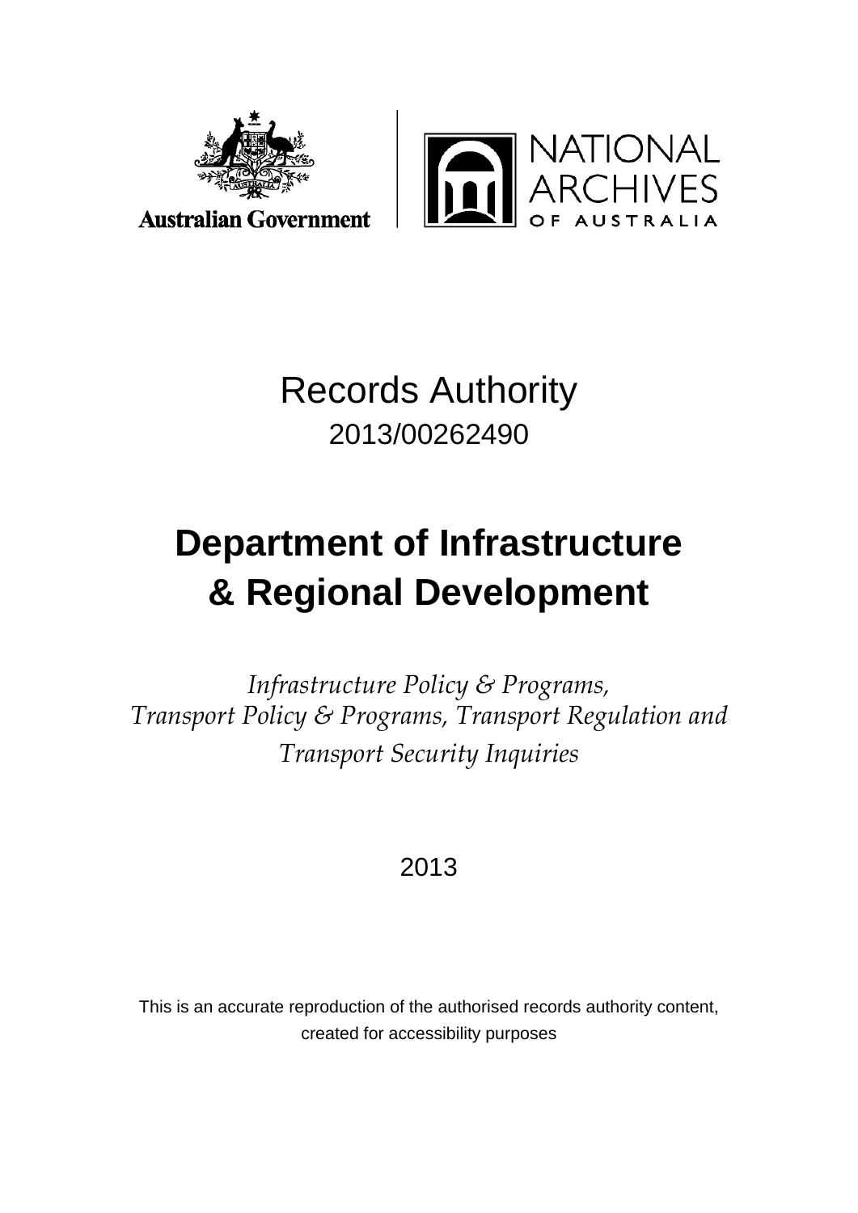Australian Government

NATIONAL ARCHIVES OF AUSTRALIA

# Records Authority

2013/00262490

# Department of Infrastructure & Regional Development

*Infrastructure Policy & Programs, Transport Policy & Programs, Transport Regulation and Transport Security Inquiries*

2013

This is an accurate reproduction of the authorised records authority content, created for accessibility purposes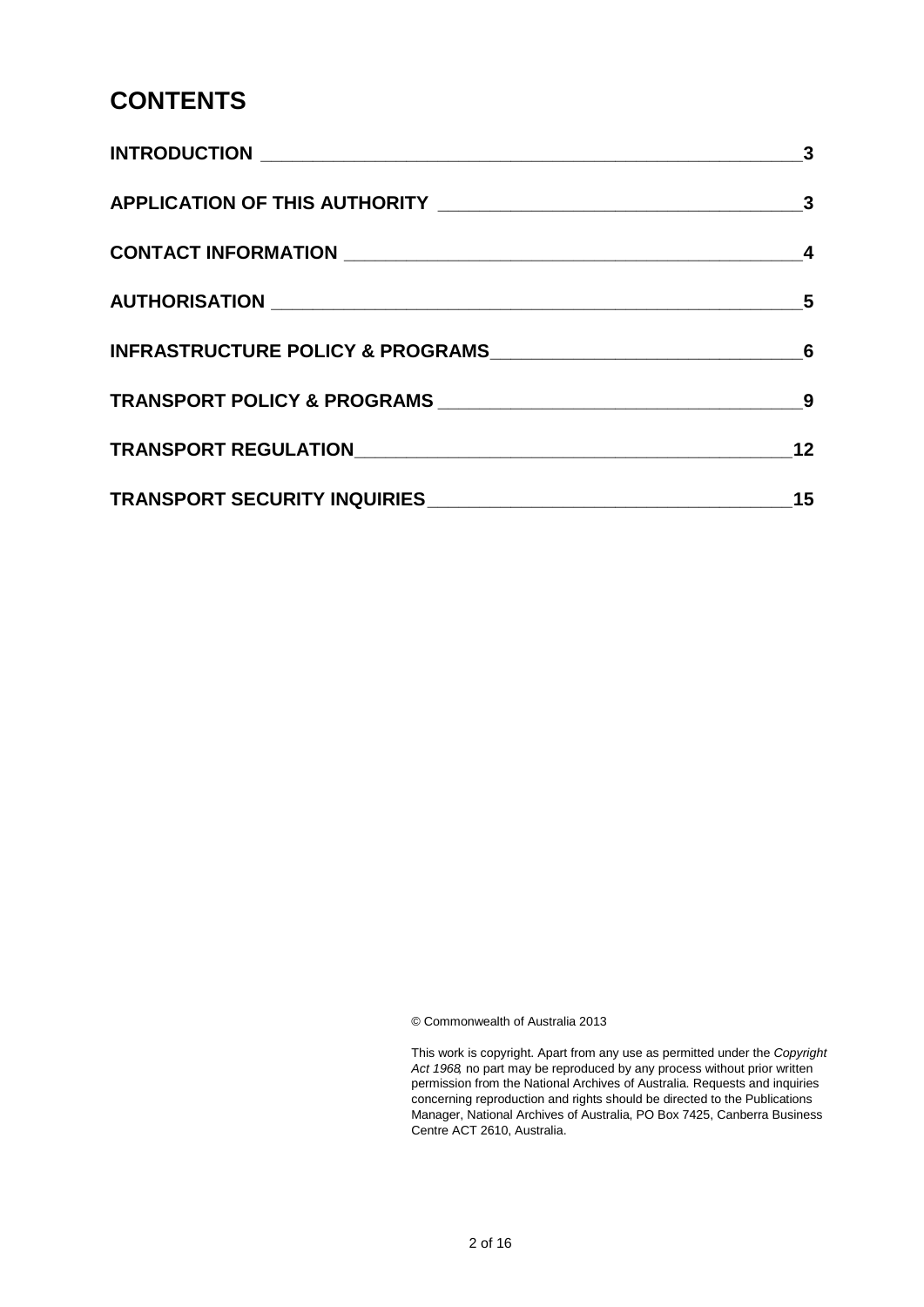# CONTENTS

| | |
|---|---|
| **INTRODUCTION** | **3** |
| **APPLICATION OF THIS AUTHORITY** | **3** |
| **CONTACT INFORMATION** | **4** |
| **AUTHORISATION** | **5** |
| **INFRASTRUCTURE POLICY & PROGRAMS** | **6** |
| **TRANSPORT POLICY & PROGRAMS** | **9** |
| **TRANSPORT REGULATION** | **12** |
| **TRANSPORT SECURITY INQUIRIES** | **15** |

© Commonwealth of Australia 2013

This work is copyright. Apart from any use as permitted under the *Copyright Act 1968*, no part may be reproduced by any process without prior written permission from the National Archives of Australia. Requests and inquiries concerning reproduction and rights should be directed to the Publications Manager, National Archives of Australia, PO Box 7425, Canberra Business Centre ACT 2610, Australia.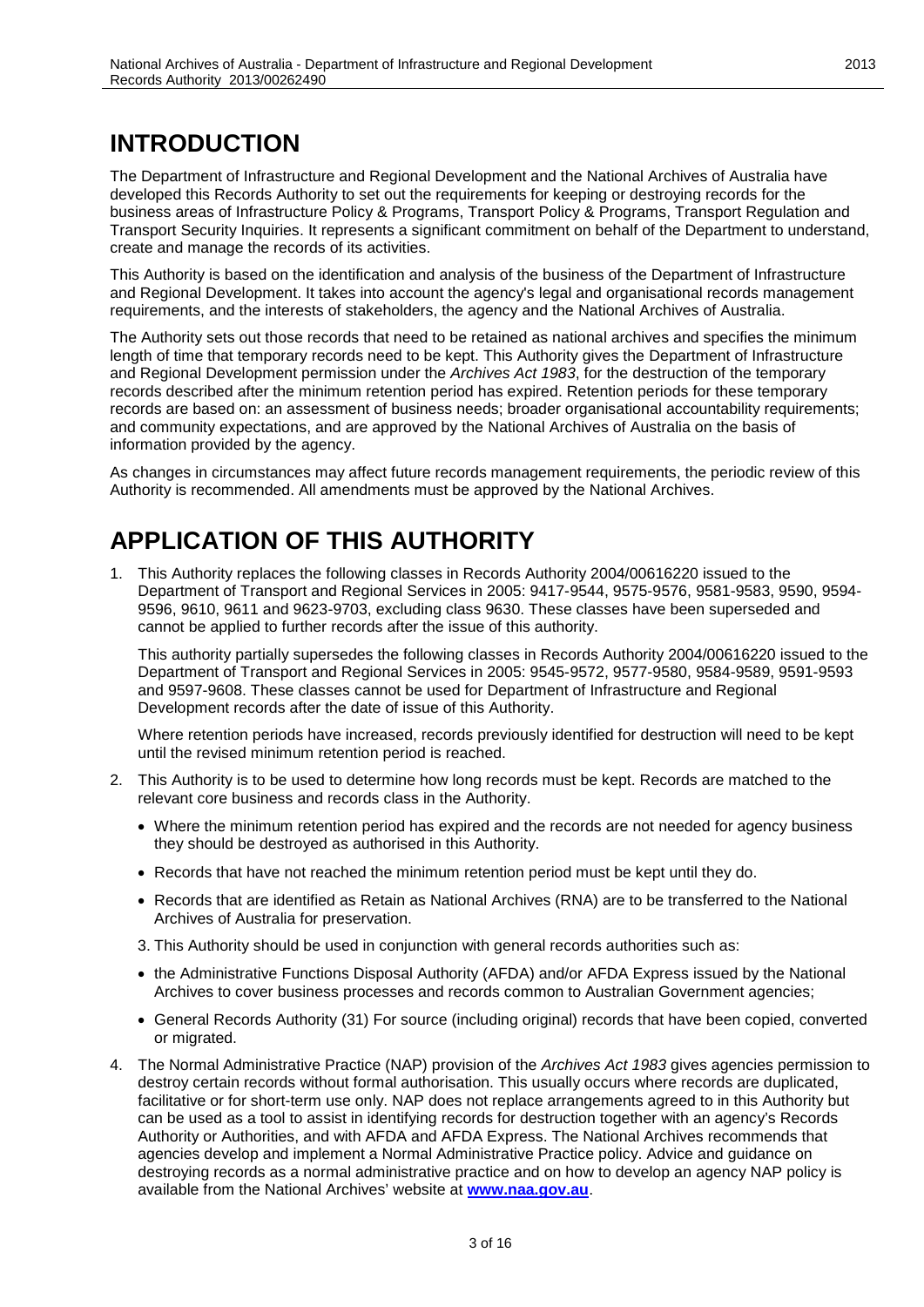# INTRODUCTION

The Department of Infrastructure and Regional Development and the National Archives of Australia have developed this Records Authority to set out the requirements for keeping or destroying records for the business areas of Infrastructure Policy & Programs, Transport Policy & Programs, Transport Regulation and Transport Security Inquiries. It represents a significant commitment on behalf of the Department to understand, create and manage the records of its activities.

This Authority is based on the identification and analysis of the business of the Department of Infrastructure and Regional Development. It takes into account the agency's legal and organisational records management requirements, and the interests of stakeholders, the agency and the National Archives of Australia.

The Authority sets out those records that need to be retained as national archives and specifies the minimum length of time that temporary records need to be kept. This Authority gives the Department of Infrastructure and Regional Development permission under the *Archives Act 1983*, for the destruction of the temporary records described after the minimum retention period has expired. Retention periods for these temporary records are based on: an assessment of business needs; broader organisational accountability requirements; and community expectations, and are approved by the National Archives of Australia on the basis of information provided by the agency.

As changes in circumstances may affect future records management requirements, the periodic review of this Authority is recommended. All amendments must be approved by the National Archives.

# APPLICATION OF THIS AUTHORITY

1. This Authority replaces the following classes in Records Authority 2004/00616220 issued to the Department of Transport and Regional Services in 2005: 9417-9544, 9575-9576, 9581-9583, 9590, 9594-9596, 9610, 9611 and 9623-9703, excluding class 9630. These classes have been superseded and cannot be applied to further records after the issue of this authority.

   This authority partially supersedes the following classes in Records Authority 2004/00616220 issued to the Department of Transport and Regional Services in 2005: 9545-9572, 9577-9580, 9584-9589, 9591-9593 and 9597-9608. These classes cannot be used for Department of Infrastructure and Regional Development records after the date of issue of this Authority.

   Where retention periods have increased, records previously identified for destruction will need to be kept until the revised minimum retention period is reached.

2. This Authority is to be used to determine how long records must be kept. Records are matched to the relevant core business and records class in the Authority.
   - Where the minimum retention period has expired and the records are not needed for agency business they should be destroyed as authorised in this Authority.
   - Records that have not reached the minimum retention period must be kept until they do.
   - Records that are identified as Retain as National Archives (RNA) are to be transferred to the National Archives of Australia for preservation.

3. This Authority should be used in conjunction with general records authorities such as:
   - the Administrative Functions Disposal Authority (AFDA) and/or AFDA Express issued by the National Archives to cover business processes and records common to Australian Government agencies;
   - General Records Authority (31) For source (including original) records that have been copied, converted or migrated.

4. The Normal Administrative Practice (NAP) provision of the *Archives Act 1983* gives agencies permission to destroy certain records without formal authorisation. This usually occurs where records are duplicated, facilitative or for short-term use only. NAP does not replace arrangements agreed to in this Authority but can be used as a tool to assist in identifying records for destruction together with an agency's Records Authority or Authorities, and with AFDA and AFDA Express. The National Archives recommends that agencies develop and implement a Normal Administrative Practice policy. Advice and guidance on destroying records as a normal administrative practice and on how to develop an agency NAP policy is available from the National Archives' website at **www.naa.gov.au**.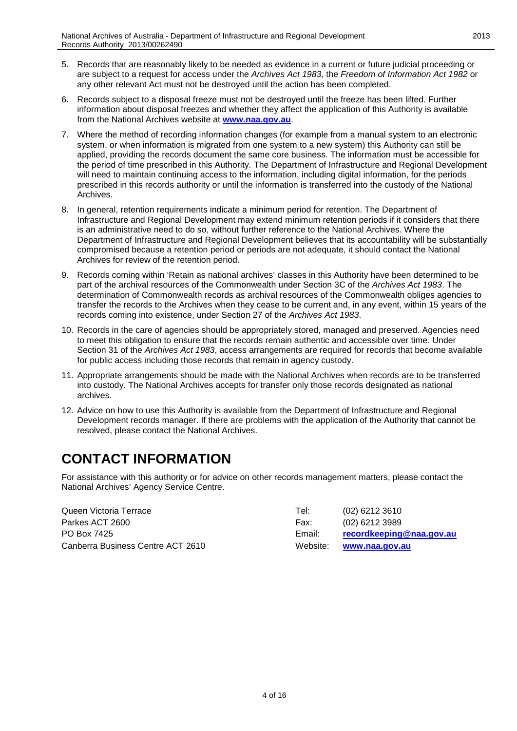5. Records that are reasonably likely to be needed as evidence in a current or future judicial proceeding or are subject to a request for access under the *Archives Act 1983,* the *Freedom of Information Act 1982* or any other relevant Act must not be destroyed until the action has been completed.
6. Records subject to a disposal freeze must not be destroyed until the freeze has been lifted. Further information about disposal freezes and whether they affect the application of this Authority is available from the National Archives website at **www.naa.gov.au**.
7. Where the method of recording information changes (for example from a manual system to an electronic system, or when information is migrated from one system to a new system) this Authority can still be applied, providing the records document the same core business. The information must be accessible for the period of time prescribed in this Authority. The Department of Infrastructure and Regional Development will need to maintain continuing access to the information, including digital information, for the periods prescribed in this records authority or until the information is transferred into the custody of the National Archives.
8. In general, retention requirements indicate a minimum period for retention. The Department of Infrastructure and Regional Development may extend minimum retention periods if it considers that there is an administrative need to do so, without further reference to the National Archives. Where the Department of Infrastructure and Regional Development believes that its accountability will be substantially compromised because a retention period or periods are not adequate, it should contact the National Archives for review of the retention period.
9. Records coming within 'Retain as national archives' classes in this Authority have been determined to be part of the archival resources of the Commonwealth under Section 3C of the *Archives Act 1983*. The determination of Commonwealth records as archival resources of the Commonwealth obliges agencies to transfer the records to the Archives when they cease to be current and, in any event, within 15 years of the records coming into existence, under Section 27 of the *Archives Act 1983*.
10. Records in the care of agencies should be appropriately stored, managed and preserved. Agencies need to meet this obligation to ensure that the records remain authentic and accessible over time. Under Section 31 of the *Archives Act 1983*, access arrangements are required for records that become available for public access including those records that remain in agency custody.
11. Appropriate arrangements should be made with the National Archives when records are to be transferred into custody. The National Archives accepts for transfer only those records designated as national archives.
12. Advice on how to use this Authority is available from the Department of Infrastructure and Regional Development records manager. If there are problems with the application of the Authority that cannot be resolved, please contact the National Archives.

# CONTACT INFORMATION

For assistance with this authority or for advice on other records management matters, please contact the National Archives' Agency Service Centre.

Queen Victoria Terrace
Parkes ACT 2600
PO Box 7425
Canberra Business Centre ACT 2610

Tel: (02) 6212 3610
Fax: (02) 6212 3989
Email: **recordkeeping@naa.gov.au**
Website: **www.naa.gov.au**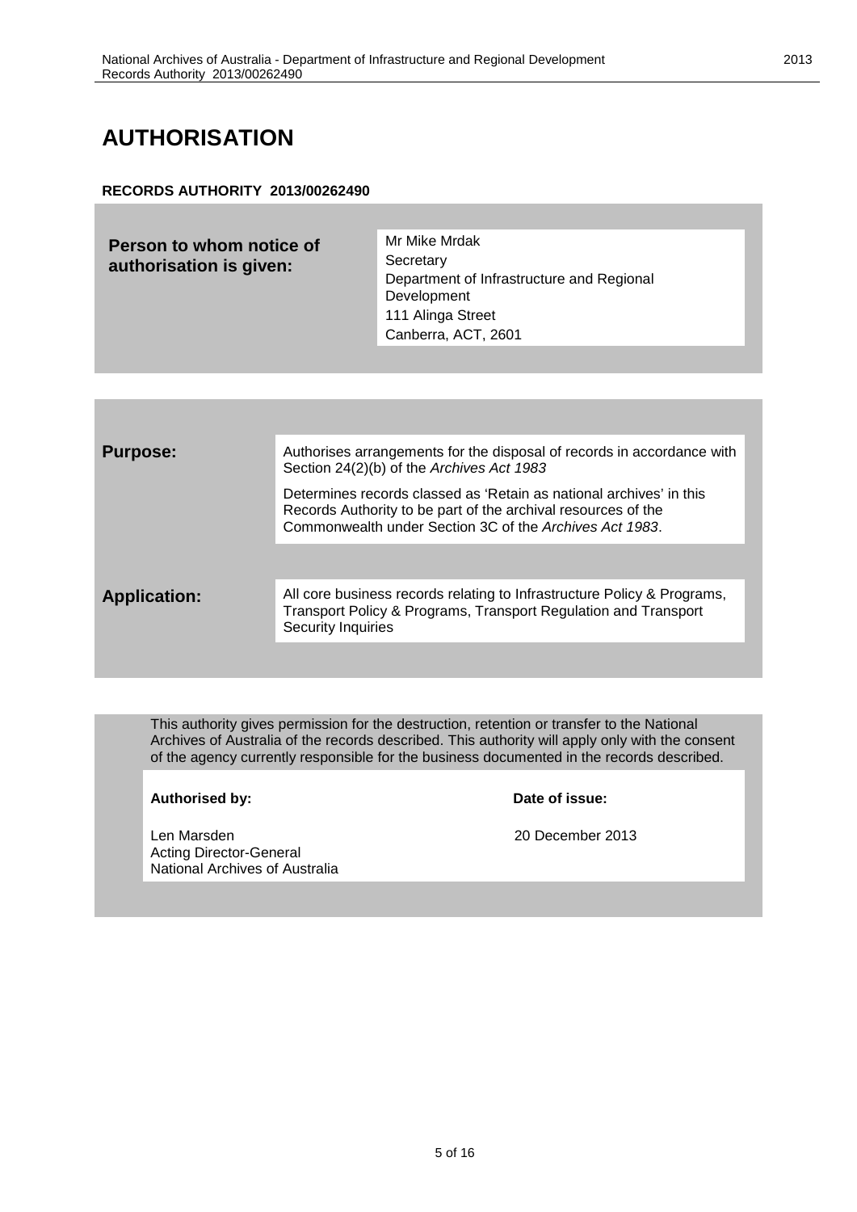# AUTHORISATION

**RECORDS AUTHORITY 2013/00262490**

| **Person to whom notice of authorisation is given:** | Mr Mike Mrdak<br>Secretary<br>Department of Infrastructure and Regional Development<br>111 Alinga Street<br>Canberra, ACT, 2601 |
| --- | --- |

| **Purpose:** | Authorises arrangements for the disposal of records in accordance with Section 24(2)(b) of the *Archives Act 1983*<br><br>Determines records classed as 'Retain as national archives' in this Records Authority to be part of the archival resources of the Commonwealth under Section 3C of the *Archives Act 1983*. |
| --- | --- |
| **Application:** | All core business records relating to Infrastructure Policy & Programs, Transport Policy & Programs, Transport Regulation and Transport Security Inquiries |

This authority gives permission for the destruction, retention or transfer to the National Archives of Australia of the records described. This authority will apply only with the consent of the agency currently responsible for the business documented in the records described.

| **Authorised by:** | **Date of issue:** |
| --- | --- |
| Len Marsden<br>Acting Director-General<br>National Archives of Australia | 20 December 2013 |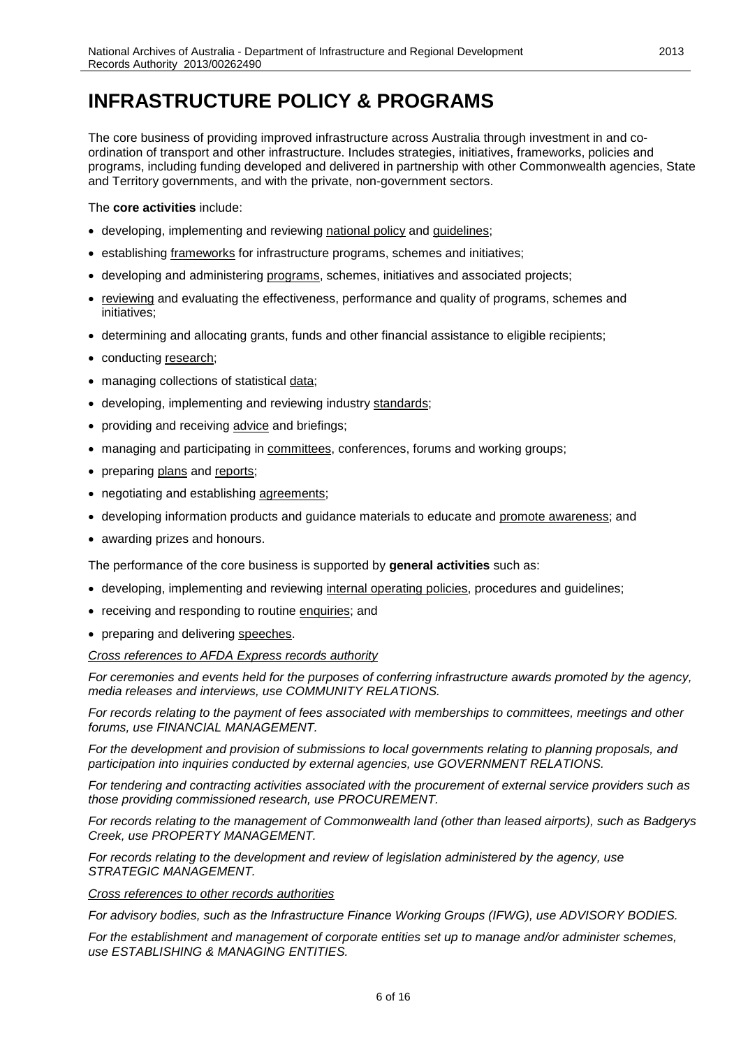# INFRASTRUCTURE POLICY & PROGRAMS

The core business of providing improved infrastructure across Australia through investment in and co-ordination of transport and other infrastructure. Includes strategies, initiatives, frameworks, policies and programs, including funding developed and delivered in partnership with other Commonwealth agencies, State and Territory governments, and with the private, non-government sectors.

The **core activities** include:

- developing, implementing and reviewing national policy and guidelines;
- establishing frameworks for infrastructure programs, schemes and initiatives;
- developing and administering programs, schemes, initiatives and associated projects;
- reviewing and evaluating the effectiveness, performance and quality of programs, schemes and initiatives;
- determining and allocating grants, funds and other financial assistance to eligible recipients;
- conducting research;
- managing collections of statistical data;
- developing, implementing and reviewing industry standards;
- providing and receiving advice and briefings;
- managing and participating in committees, conferences, forums and working groups;
- preparing plans and reports;
- negotiating and establishing agreements;
- developing information products and guidance materials to educate and promote awareness; and
- awarding prizes and honours.

The performance of the core business is supported by **general activities** such as:

- developing, implementing and reviewing internal operating policies, procedures and guidelines;
- receiving and responding to routine enquiries; and
- preparing and delivering speeches.

*Cross references to AFDA Express records authority*

*For ceremonies and events held for the purposes of conferring infrastructure awards promoted by the agency, media releases and interviews, use COMMUNITY RELATIONS.*

*For records relating to the payment of fees associated with memberships to committees, meetings and other forums, use FINANCIAL MANAGEMENT.*

*For the development and provision of submissions to local governments relating to planning proposals, and participation into inquiries conducted by external agencies, use GOVERNMENT RELATIONS.*

*For tendering and contracting activities associated with the procurement of external service providers such as those providing commissioned research, use PROCUREMENT.*

*For records relating to the management of Commonwealth land (other than leased airports), such as Badgerys Creek, use PROPERTY MANAGEMENT.*

*For records relating to the development and review of legislation administered by the agency, use STRATEGIC MANAGEMENT.*

*Cross references to other records authorities*

*For advisory bodies, such as the Infrastructure Finance Working Groups (IFWG), use ADVISORY BODIES.*

*For the establishment and management of corporate entities set up to manage and/or administer schemes, use ESTABLISHING & MANAGING ENTITIES.*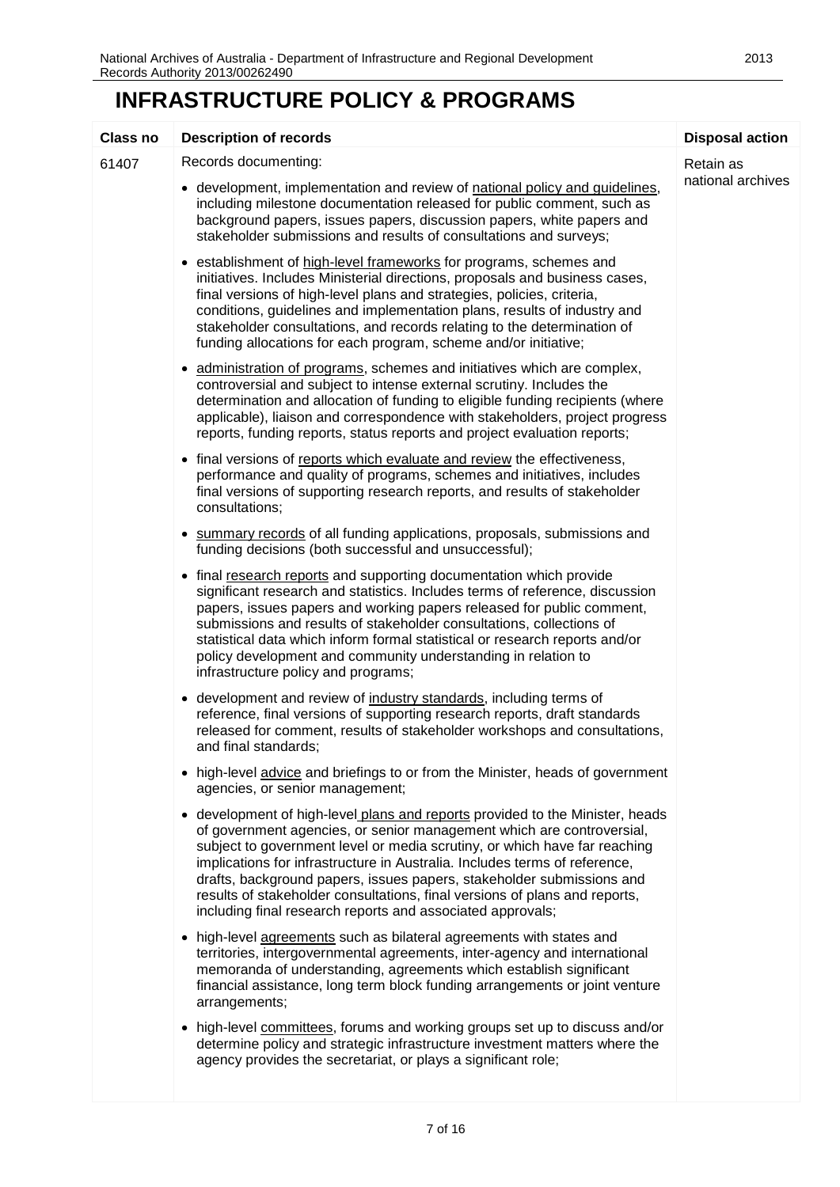# INFRASTRUCTURE POLICY & PROGRAMS

| Class no | Description of records | Disposal action |
|---|---|---|
| 61407 | Records documenting:<br><br>• development, implementation and review of <u>national policy and guidelines</u>, including milestone documentation released for public comment, such as background papers, issues papers, discussion papers, white papers and stakeholder submissions and results of consultations and surveys;<br><br>• establishment of <u>high-level frameworks</u> for programs, schemes and initiatives. Includes Ministerial directions, proposals and business cases, final versions of high-level plans and strategies, policies, criteria, conditions, guidelines and implementation plans, results of industry and stakeholder consultations, and records relating to the determination of funding allocations for each program, scheme and/or initiative;<br><br>• <u>administration of programs</u>, schemes and initiatives which are complex, controversial and subject to intense external scrutiny. Includes the determination and allocation of funding to eligible funding recipients (where applicable), liaison and correspondence with stakeholders, project progress reports, funding reports, status reports and project evaluation reports;<br><br>• final versions of <u>reports which evaluate and review</u> the effectiveness, performance and quality of programs, schemes and initiatives, includes final versions of supporting research reports, and results of stakeholder consultations;<br><br>• <u>summary records</u> of all funding applications, proposals, submissions and funding decisions (both successful and unsuccessful);<br><br>• final <u>research reports</u> and supporting documentation which provide significant research and statistics. Includes terms of reference, discussion papers, issues papers and working papers released for public comment, submissions and results of stakeholder consultations, collections of statistical data which inform formal statistical or research reports and/or policy development and community understanding in relation to infrastructure policy and programs;<br><br>• development and review of <u>industry standards</u>, including terms of reference, final versions of supporting research reports, draft standards released for comment, results of stakeholder workshops and consultations, and final standards;<br><br>• high-level <u>advice</u> and briefings to or from the Minister, heads of government agencies, or senior management;<br><br>• development of high-level <u>plans and reports</u> provided to the Minister, heads of government agencies, or senior management which are controversial, subject to government level or media scrutiny, or which have far reaching implications for infrastructure in Australia. Includes terms of reference, drafts, background papers, issues papers, stakeholder submissions and results of stakeholder consultations, final versions of plans and reports, including final research reports and associated approvals;<br><br>• high-level <u>agreements</u> such as bilateral agreements with states and territories, intergovernmental agreements, inter-agency and international memoranda of understanding, agreements which establish significant financial assistance, long term block funding arrangements or joint venture arrangements;<br><br>• high-level <u>committees</u>, forums and working groups set up to discuss and/or determine policy and strategic infrastructure investment matters where the agency provides the secretariat, or plays a significant role; | Retain as national archives |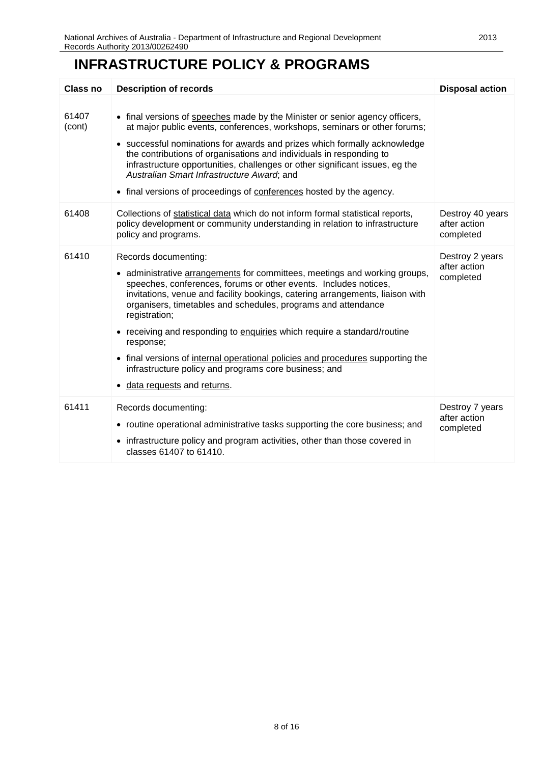# INFRASTRUCTURE POLICY & PROGRAMS

| Class no | Description of records | Disposal action |
|---|---|---|
| 61407 (cont) | • final versions of speeches made by the Minister or senior agency officers, at major public events, conferences, workshops, seminars or other forums;<br>• successful nominations for awards and prizes which formally acknowledge the contributions of organisations and individuals in responding to infrastructure opportunities, challenges or other significant issues, eg the *Australian Smart Infrastructure Award*; and<br>• final versions of proceedings of conferences hosted by the agency. | |
| 61408 | Collections of statistical data which do not inform formal statistical reports, policy development or community understanding in relation to infrastructure policy and programs. | Destroy 40 years after action completed |
| 61410 | Records documenting:<br>• administrative arrangements for committees, meetings and working groups, speeches, conferences, forums or other events. Includes notices, invitations, venue and facility bookings, catering arrangements, liaison with organisers, timetables and schedules, programs and attendance registration;<br>• receiving and responding to enquiries which require a standard/routine response;<br>• final versions of internal operational policies and procedures supporting the infrastructure policy and programs core business; and<br>• data requests and returns. | Destroy 2 years after action completed |
| 61411 | Records documenting:<br>• routine operational administrative tasks supporting the core business; and<br>• infrastructure policy and program activities, other than those covered in classes 61407 to 61410. | Destroy 7 years after action completed |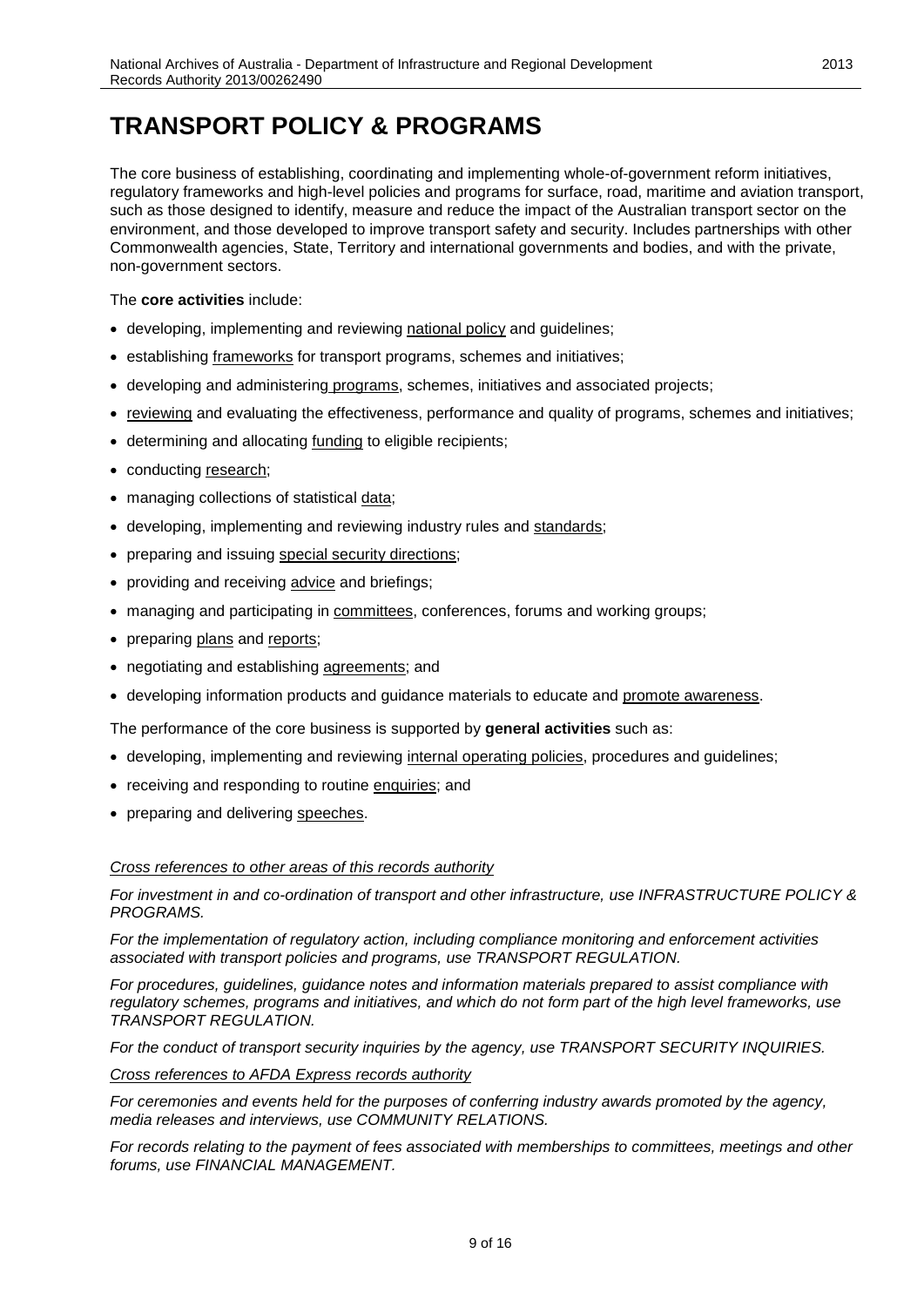# TRANSPORT POLICY & PROGRAMS

The core business of establishing, coordinating and implementing whole-of-government reform initiatives, regulatory frameworks and high-level policies and programs for surface, road, maritime and aviation transport, such as those designed to identify, measure and reduce the impact of the Australian transport sector on the environment, and those developed to improve transport safety and security. Includes partnerships with other Commonwealth agencies, State, Territory and international governments and bodies, and with the private, non-government sectors.

The **core activities** include:

- developing, implementing and reviewing national policy and guidelines;
- establishing frameworks for transport programs, schemes and initiatives;
- developing and administering programs, schemes, initiatives and associated projects;
- reviewing and evaluating the effectiveness, performance and quality of programs, schemes and initiatives;
- determining and allocating funding to eligible recipients;
- conducting research;
- managing collections of statistical data;
- developing, implementing and reviewing industry rules and standards;
- preparing and issuing special security directions;
- providing and receiving advice and briefings;
- managing and participating in committees, conferences, forums and working groups;
- preparing plans and reports;
- negotiating and establishing agreements; and
- developing information products and guidance materials to educate and promote awareness.

The performance of the core business is supported by **general activities** such as:

- developing, implementing and reviewing internal operating policies, procedures and guidelines;
- receiving and responding to routine enquiries; and
- preparing and delivering speeches.

*Cross references to other areas of this records authority*

*For investment in and co-ordination of transport and other infrastructure, use INFRASTRUCTURE POLICY & PROGRAMS.*

*For the implementation of regulatory action, including compliance monitoring and enforcement activities associated with transport policies and programs, use TRANSPORT REGULATION.*

*For procedures, guidelines, guidance notes and information materials prepared to assist compliance with regulatory schemes, programs and initiatives, and which do not form part of the high level frameworks, use TRANSPORT REGULATION.*

*For the conduct of transport security inquiries by the agency, use TRANSPORT SECURITY INQUIRIES.*

*Cross references to AFDA Express records authority*

*For ceremonies and events held for the purposes of conferring industry awards promoted by the agency, media releases and interviews, use COMMUNITY RELATIONS.*

*For records relating to the payment of fees associated with memberships to committees, meetings and other forums, use FINANCIAL MANAGEMENT.*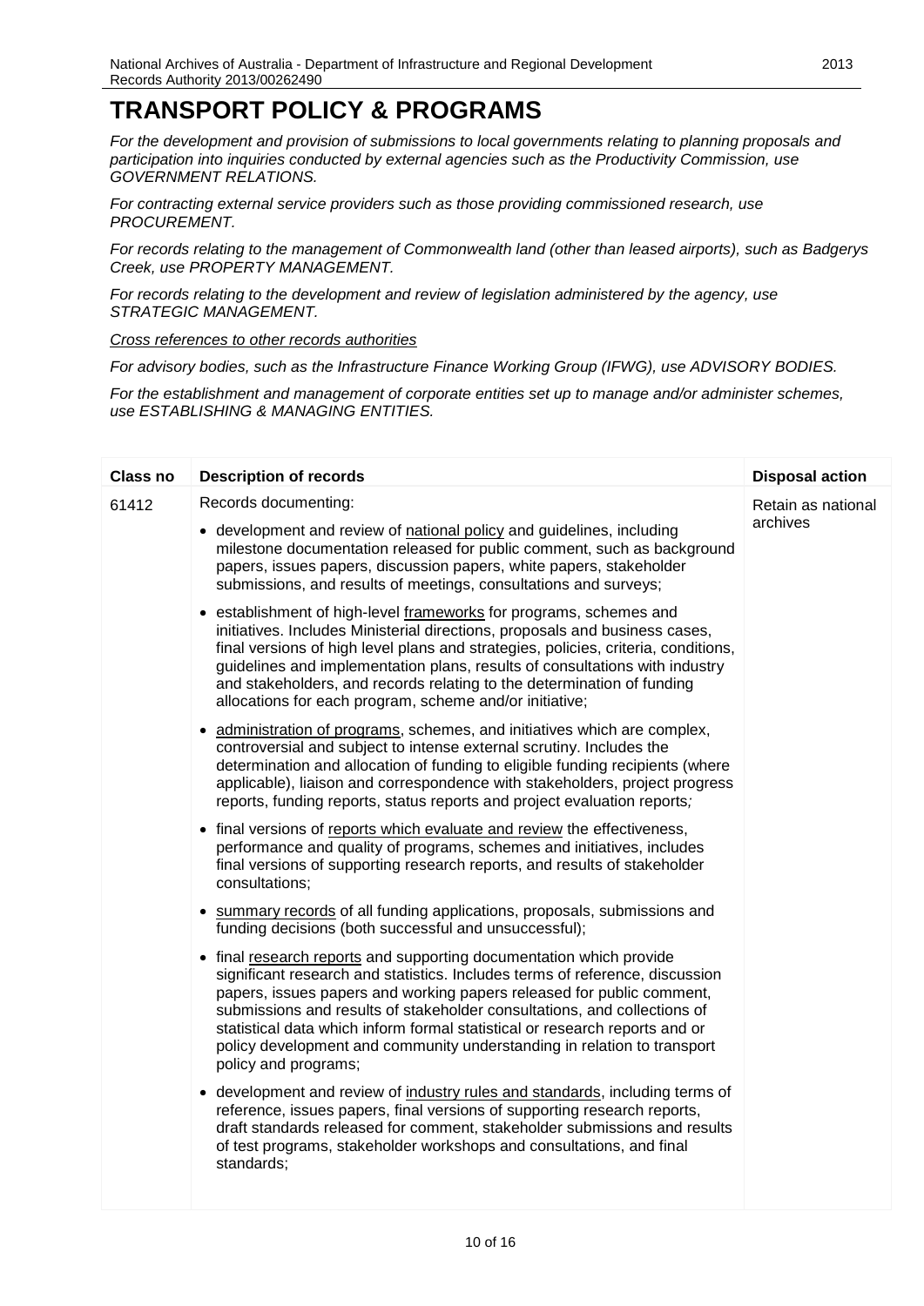# TRANSPORT POLICY & PROGRAMS

*For the development and provision of submissions to local governments relating to planning proposals and participation into inquiries conducted by external agencies such as the Productivity Commission, use GOVERNMENT RELATIONS.*

*For contracting external service providers such as those providing commissioned research, use PROCUREMENT.*

*For records relating to the management of Commonwealth land (other than leased airports), such as Badgerys Creek, use PROPERTY MANAGEMENT.*

*For records relating to the development and review of legislation administered by the agency, use STRATEGIC MANAGEMENT.*

*Cross references to other records authorities*

*For advisory bodies, such as the Infrastructure Finance Working Group (IFWG), use ADVISORY BODIES.*

*For the establishment and management of corporate entities set up to manage and/or administer schemes, use ESTABLISHING & MANAGING ENTITIES.*

| Class no | Description of records | Disposal action |
|---|---|---|
| 61412 | Records documenting:<br>• development and review of national policy and guidelines, including milestone documentation released for public comment, such as background papers, issues papers, discussion papers, white papers, stakeholder submissions, and results of meetings, consultations and surveys;<br>• establishment of high-level frameworks for programs, schemes and initiatives. Includes Ministerial directions, proposals and business cases, final versions of high level plans and strategies, policies, criteria, conditions, guidelines and implementation plans, results of consultations with industry and stakeholders, and records relating to the determination of funding allocations for each program, scheme and/or initiative;<br>• administration of programs, schemes, and initiatives which are complex, controversial and subject to intense external scrutiny. Includes the determination and allocation of funding to eligible funding recipients (where applicable), liaison and correspondence with stakeholders, project progress reports, funding reports, status reports and project evaluation reports;<br>• final versions of reports which evaluate and review the effectiveness, performance and quality of programs, schemes and initiatives, includes final versions of supporting research reports, and results of stakeholder consultations;<br>• summary records of all funding applications, proposals, submissions and funding decisions (both successful and unsuccessful);<br>• final research reports and supporting documentation which provide significant research and statistics. Includes terms of reference, discussion papers, issues papers and working papers released for public comment, submissions and results of stakeholder consultations, and collections of statistical data which inform formal statistical or research reports and or policy development and community understanding in relation to transport policy and programs;<br>• development and review of industry rules and standards, including terms of reference, issues papers, final versions of supporting research reports, draft standards released for comment, stakeholder submissions and results of test programs, stakeholder workshops and consultations, and final standards; | Retain as national archives |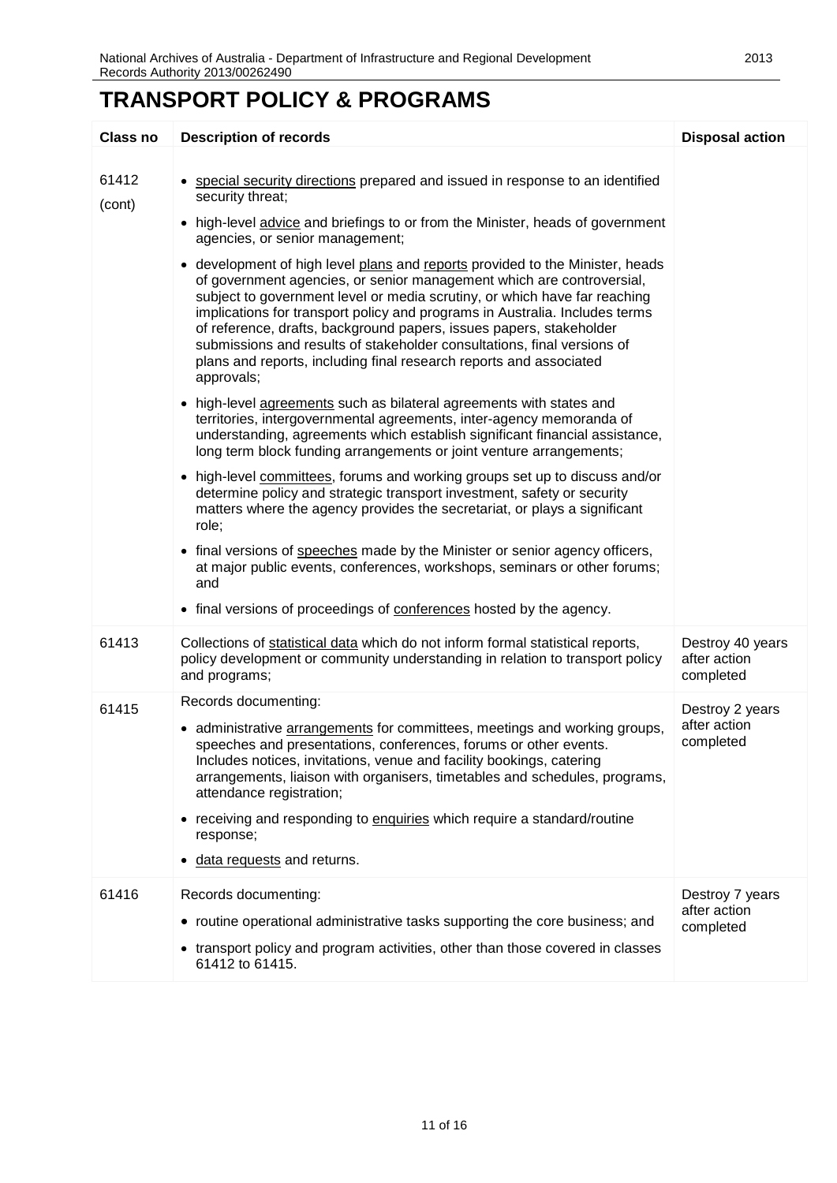# TRANSPORT POLICY & PROGRAMS

| Class no | Description of records | Disposal action |
|---|---|---|
| 61412 (cont) | • special security directions prepared and issued in response to an identified security threat;<br>• high-level advice and briefings to or from the Minister, heads of government agencies, or senior management;<br>• development of high level plans and reports provided to the Minister, heads of government agencies, or senior management which are controversial, subject to government level or media scrutiny, or which have far reaching implications for transport policy and programs in Australia. Includes terms of reference, drafts, background papers, issues papers, stakeholder submissions and results of stakeholder consultations, final versions of plans and reports, including final research reports and associated approvals;<br>• high-level agreements such as bilateral agreements with states and territories, intergovernmental agreements, inter-agency memoranda of understanding, agreements which establish significant financial assistance, long term block funding arrangements or joint venture arrangements;<br>• high-level committees, forums and working groups set up to discuss and/or determine policy and strategic transport investment, safety or security matters where the agency provides the secretariat, or plays a significant role;<br>• final versions of speeches made by the Minister or senior agency officers, at major public events, conferences, workshops, seminars or other forums; and<br>• final versions of proceedings of conferences hosted by the agency. | |
| 61413 | Collections of statistical data which do not inform formal statistical reports, policy development or community understanding in relation to transport policy and programs; | Destroy 40 years after action completed |
| 61415 | Records documenting:<br>• administrative arrangements for committees, meetings and working groups, speeches and presentations, conferences, forums or other events. Includes notices, invitations, venue and facility bookings, catering arrangements, liaison with organisers, timetables and schedules, programs, attendance registration;<br>• receiving and responding to enquiries which require a standard/routine response;<br>• data requests and returns. | Destroy 2 years after action completed |
| 61416 | Records documenting:<br>• routine operational administrative tasks supporting the core business; and<br>• transport policy and program activities, other than those covered in classes 61412 to 61415. | Destroy 7 years after action completed |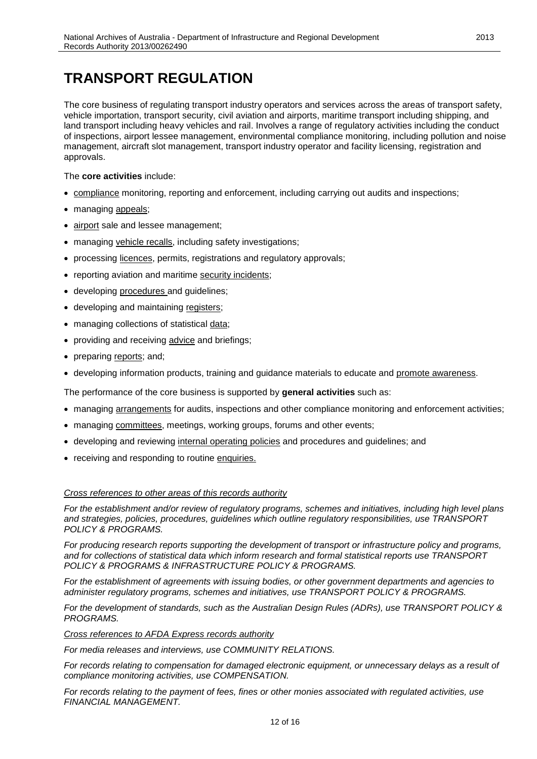# TRANSPORT REGULATION

The core business of regulating transport industry operators and services across the areas of transport safety, vehicle importation, transport security, civil aviation and airports, maritime transport including shipping, and land transport including heavy vehicles and rail. Involves a range of regulatory activities including the conduct of inspections, airport lessee management, environmental compliance monitoring, including pollution and noise management, aircraft slot management, transport industry operator and facility licensing, registration and approvals.

The **core activities** include:

- compliance monitoring, reporting and enforcement, including carrying out audits and inspections;
- managing appeals;
- airport sale and lessee management;
- managing vehicle recalls, including safety investigations;
- processing licences, permits, registrations and regulatory approvals;
- reporting aviation and maritime security incidents;
- developing procedures and guidelines;
- developing and maintaining registers;
- managing collections of statistical data;
- providing and receiving advice and briefings;
- preparing reports; and;
- developing information products, training and guidance materials to educate and promote awareness.

The performance of the core business is supported by **general activities** such as:

- managing arrangements for audits, inspections and other compliance monitoring and enforcement activities;
- managing committees, meetings, working groups, forums and other events;
- developing and reviewing internal operating policies and procedures and guidelines; and
- receiving and responding to routine enquiries.

*Cross references to other areas of this records authority*

*For the establishment and/or review of regulatory programs, schemes and initiatives, including high level plans and strategies, policies, procedures, guidelines which outline regulatory responsibilities, use TRANSPORT POLICY & PROGRAMS.*

*For producing research reports supporting the development of transport or infrastructure policy and programs, and for collections of statistical data which inform research and formal statistical reports use TRANSPORT POLICY & PROGRAMS & INFRASTRUCTURE POLICY & PROGRAMS.*

*For the establishment of agreements with issuing bodies, or other government departments and agencies to administer regulatory programs, schemes and initiatives, use TRANSPORT POLICY & PROGRAMS.*

*For the development of standards, such as the Australian Design Rules (ADRs), use TRANSPORT POLICY & PROGRAMS.*

*Cross references to AFDA Express records authority*

*For media releases and interviews, use COMMUNITY RELATIONS.*

*For records relating to compensation for damaged electronic equipment, or unnecessary delays as a result of compliance monitoring activities, use COMPENSATION.*

*For records relating to the payment of fees, fines or other monies associated with regulated activities, use FINANCIAL MANAGEMENT.*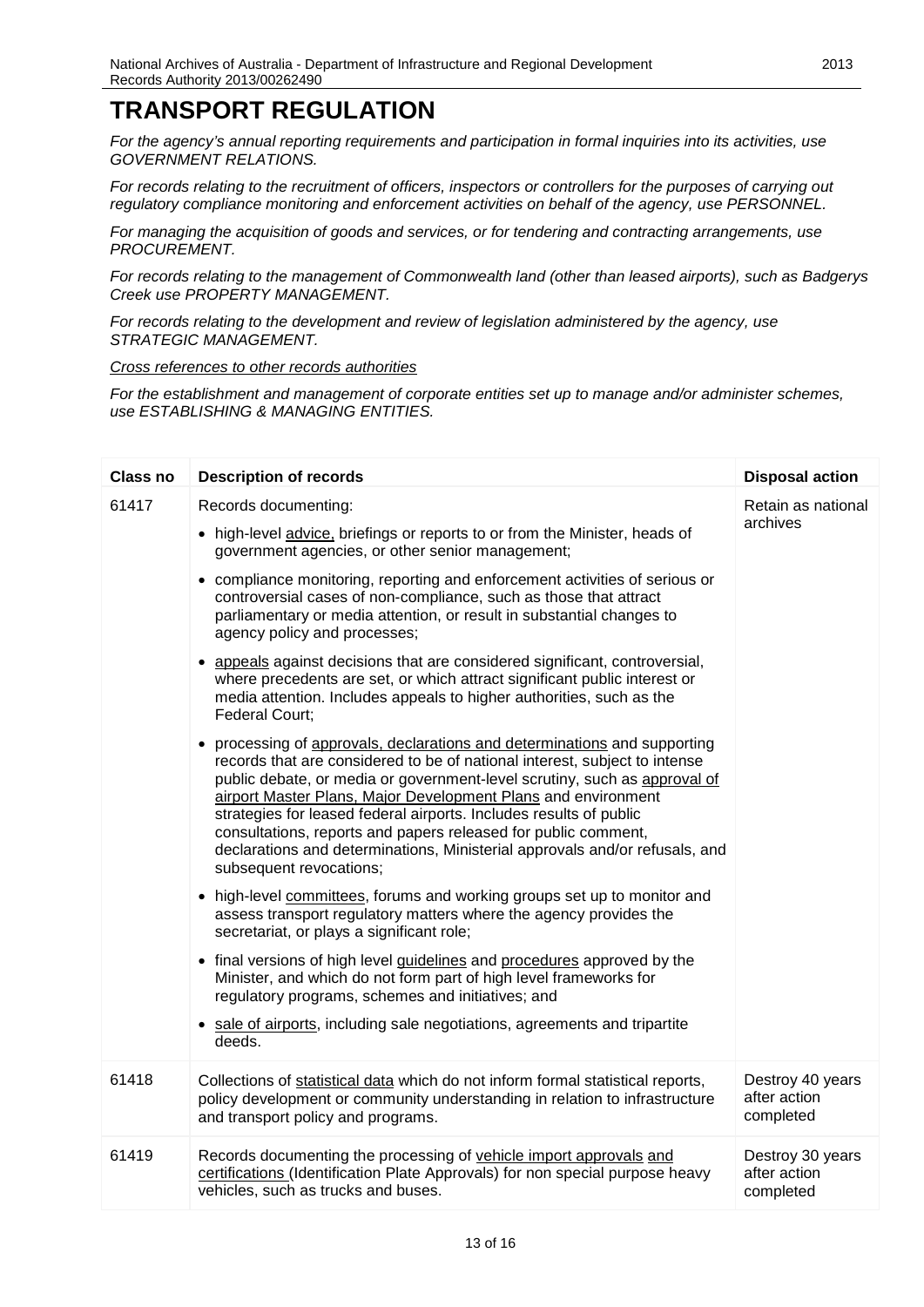# TRANSPORT REGULATION

*For the agency's annual reporting requirements and participation in formal inquiries into its activities, use GOVERNMENT RELATIONS.*

*For records relating to the recruitment of officers, inspectors or controllers for the purposes of carrying out regulatory compliance monitoring and enforcement activities on behalf of the agency, use PERSONNEL.*

*For managing the acquisition of goods and services, or for tendering and contracting arrangements, use PROCUREMENT.*

*For records relating to the management of Commonwealth land (other than leased airports), such as Badgerys Creek use PROPERTY MANAGEMENT.*

*For records relating to the development and review of legislation administered by the agency, use STRATEGIC MANAGEMENT.*

*Cross references to other records authorities*

*For the establishment and management of corporate entities set up to manage and/or administer schemes, use ESTABLISHING & MANAGING ENTITIES.*

| Class no | Description of records | Disposal action |
|---|---|---|
| 61417 | Records documenting:<br>• high-level advice, briefings or reports to or from the Minister, heads of government agencies, or other senior management;<br>• compliance monitoring, reporting and enforcement activities of serious or controversial cases of non-compliance, such as those that attract parliamentary or media attention, or result in substantial changes to agency policy and processes;<br>• appeals against decisions that are considered significant, controversial, where precedents are set, or which attract significant public interest or media attention. Includes appeals to higher authorities, such as the Federal Court;<br>• processing of approvals, declarations and determinations and supporting records that are considered to be of national interest, subject to intense public debate, or media or government-level scrutiny, such as approval of airport Master Plans, Major Development Plans and environment strategies for leased federal airports. Includes results of public consultations, reports and papers released for public comment, declarations and determinations, Ministerial approvals and/or refusals, and subsequent revocations;<br>• high-level committees, forums and working groups set up to monitor and assess transport regulatory matters where the agency provides the secretariat, or plays a significant role;<br>• final versions of high level guidelines and procedures approved by the Minister, and which do not form part of high level frameworks for regulatory programs, schemes and initiatives; and<br>• sale of airports, including sale negotiations, agreements and tripartite deeds. | Retain as national archives |
| 61418 | Collections of statistical data which do not inform formal statistical reports, policy development or community understanding in relation to infrastructure and transport policy and programs. | Destroy 40 years after action completed |
| 61419 | Records documenting the processing of vehicle import approvals and certifications (Identification Plate Approvals) for non special purpose heavy vehicles, such as trucks and buses. | Destroy 30 years after action completed |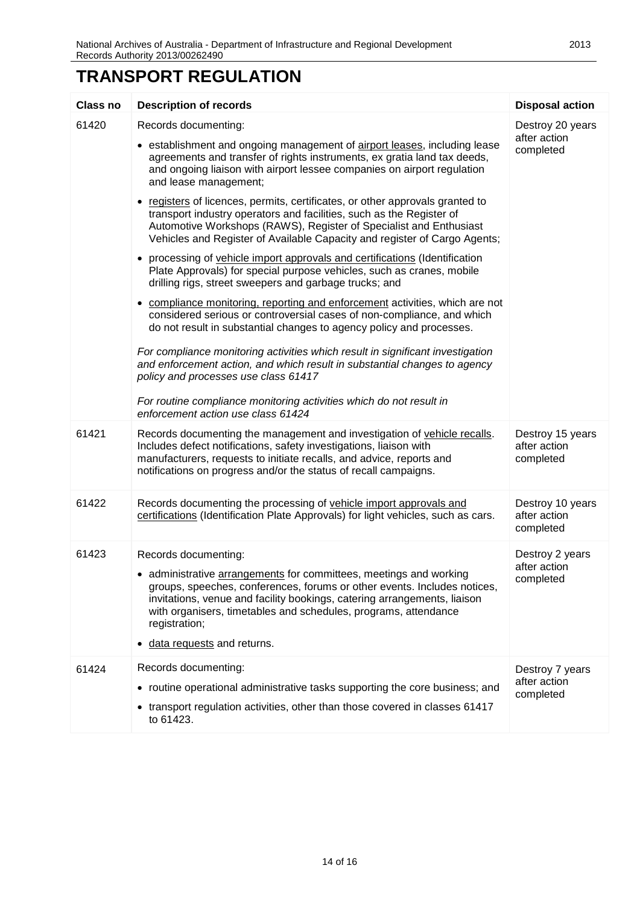# TRANSPORT REGULATION

| Class no | Description of records | Disposal action |
|---|---|---|
| 61420 | Records documenting:<br>• establishment and ongoing management of airport leases, including lease agreements and transfer of rights instruments, ex gratia land tax deeds, and ongoing liaison with airport lessee companies on airport regulation and lease management;<br>• registers of licences, permits, certificates, or other approvals granted to transport industry operators and facilities, such as the Register of Automotive Workshops (RAWS), Register of Specialist and Enthusiast Vehicles and Register of Available Capacity and register of Cargo Agents;<br>• processing of vehicle import approvals and certifications (Identification Plate Approvals) for special purpose vehicles, such as cranes, mobile drilling rigs, street sweepers and garbage trucks; and<br>• compliance monitoring, reporting and enforcement activities, which are not considered serious or controversial cases of non-compliance, and which do not result in substantial changes to agency policy and processes.<br>*For compliance monitoring activities which result in significant investigation and enforcement action, and which result in substantial changes to agency policy and processes use class 61417*<br>*For routine compliance monitoring activities which do not result in enforcement action use class 61424* | Destroy 20 years after action completed |
| 61421 | Records documenting the management and investigation of vehicle recalls. Includes defect notifications, safety investigations, liaison with manufacturers, requests to initiate recalls, and advice, reports and notifications on progress and/or the status of recall campaigns. | Destroy 15 years after action completed |
| 61422 | Records documenting the processing of vehicle import approvals and certifications (Identification Plate Approvals) for light vehicles, such as cars. | Destroy 10 years after action completed |
| 61423 | Records documenting:<br>• administrative arrangements for committees, meetings and working groups, speeches, conferences, forums or other events. Includes notices, invitations, venue and facility bookings, catering arrangements, liaison with organisers, timetables and schedules, programs, attendance registration;<br>• data requests and returns. | Destroy 2 years after action completed |
| 61424 | Records documenting:<br>• routine operational administrative tasks supporting the core business; and<br>• transport regulation activities, other than those covered in classes 61417 to 61423. | Destroy 7 years after action completed |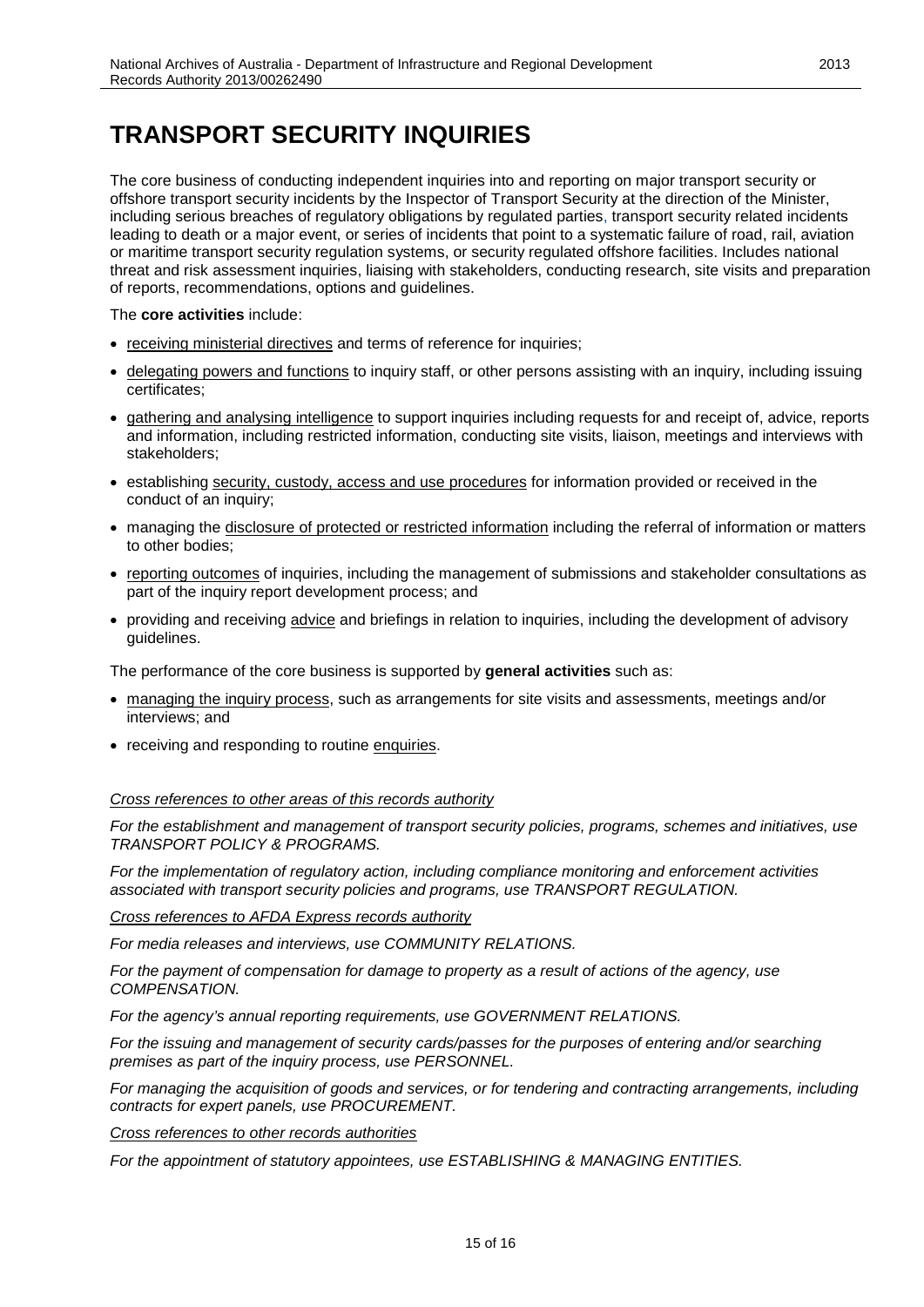# TRANSPORT SECURITY INQUIRIES

The core business of conducting independent inquiries into and reporting on major transport security or offshore transport security incidents by the Inspector of Transport Security at the direction of the Minister, including serious breaches of regulatory obligations by regulated parties, transport security related incidents leading to death or a major event, or series of incidents that point to a systematic failure of road, rail, aviation or maritime transport security regulation systems, or security regulated offshore facilities. Includes national threat and risk assessment inquiries, liaising with stakeholders, conducting research, site visits and preparation of reports, recommendations, options and guidelines.

The **core activities** include:

- receiving ministerial directives and terms of reference for inquiries;
- delegating powers and functions to inquiry staff, or other persons assisting with an inquiry, including issuing certificates;
- gathering and analysing intelligence to support inquiries including requests for and receipt of, advice, reports and information, including restricted information, conducting site visits, liaison, meetings and interviews with stakeholders;
- establishing security, custody, access and use procedures for information provided or received in the conduct of an inquiry;
- managing the disclosure of protected or restricted information including the referral of information or matters to other bodies;
- reporting outcomes of inquiries, including the management of submissions and stakeholder consultations as part of the inquiry report development process; and
- providing and receiving advice and briefings in relation to inquiries, including the development of advisory guidelines.

The performance of the core business is supported by **general activities** such as:

- managing the inquiry process, such as arrangements for site visits and assessments, meetings and/or interviews; and
- receiving and responding to routine enquiries.

*Cross references to other areas of this records authority*

*For the establishment and management of transport security policies, programs, schemes and initiatives, use TRANSPORT POLICY & PROGRAMS.*

*For the implementation of regulatory action, including compliance monitoring and enforcement activities associated with transport security policies and programs, use TRANSPORT REGULATION.*

*Cross references to AFDA Express records authority*

*For media releases and interviews, use COMMUNITY RELATIONS.*

*For the payment of compensation for damage to property as a result of actions of the agency, use COMPENSATION.*

*For the agency's annual reporting requirements, use GOVERNMENT RELATIONS.*

*For the issuing and management of security cards/passes for the purposes of entering and/or searching premises as part of the inquiry process, use PERSONNEL.*

*For managing the acquisition of goods and services, or for tendering and contracting arrangements, including contracts for expert panels, use PROCUREMENT.*

*Cross references to other records authorities*

*For the appointment of statutory appointees, use ESTABLISHING & MANAGING ENTITIES.*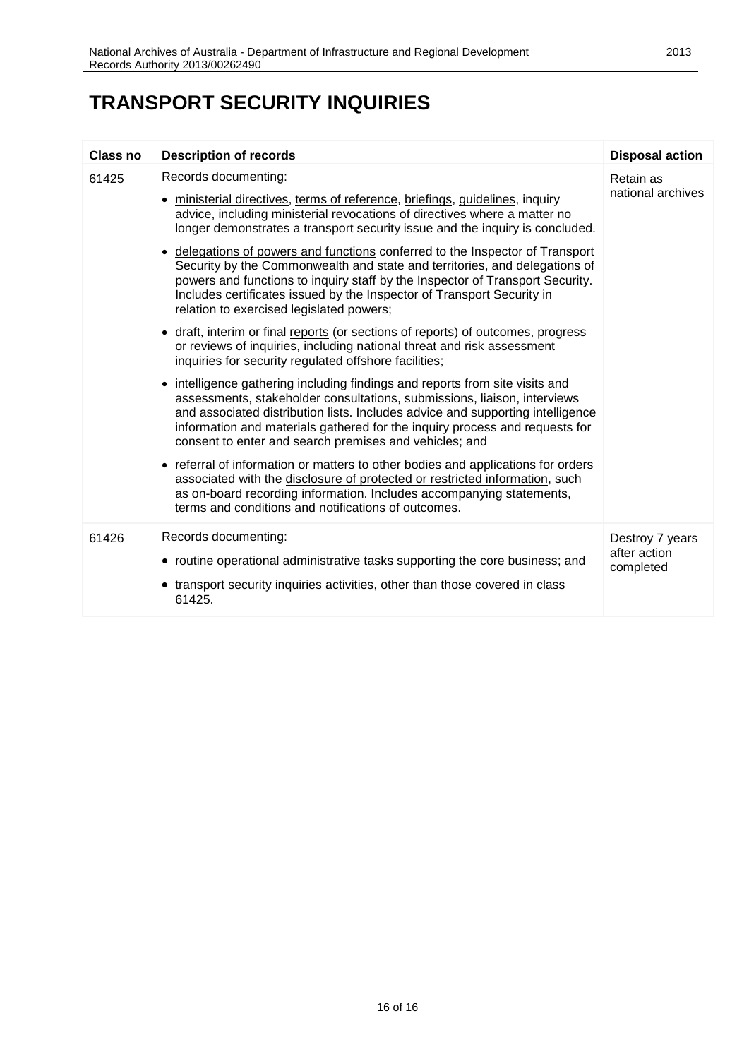# TRANSPORT SECURITY INQUIRIES

| Class no | Description of records | Disposal action |
|---|---|---|
| 61425 | Records documenting:<br>• ministerial directives, terms of reference, briefings, guidelines, inquiry advice, including ministerial revocations of directives where a matter no longer demonstrates a transport security issue and the inquiry is concluded.<br>• delegations of powers and functions conferred to the Inspector of Transport Security by the Commonwealth and state and territories, and delegations of powers and functions to inquiry staff by the Inspector of Transport Security. Includes certificates issued by the Inspector of Transport Security in relation to exercised legislated powers;<br>• draft, interim or final reports (or sections of reports) of outcomes, progress or reviews of inquiries, including national threat and risk assessment inquiries for security regulated offshore facilities;<br>• intelligence gathering including findings and reports from site visits and assessments, stakeholder consultations, submissions, liaison, interviews and associated distribution lists. Includes advice and supporting intelligence information and materials gathered for the inquiry process and requests for consent to enter and search premises and vehicles; and<br>• referral of information or matters to other bodies and applications for orders associated with the disclosure of protected or restricted information, such as on-board recording information. Includes accompanying statements, terms and conditions and notifications of outcomes. | Retain as national archives |
| 61426 | Records documenting:<br>• routine operational administrative tasks supporting the core business; and<br>• transport security inquiries activities, other than those covered in class 61425. | Destroy 7 years after action completed |